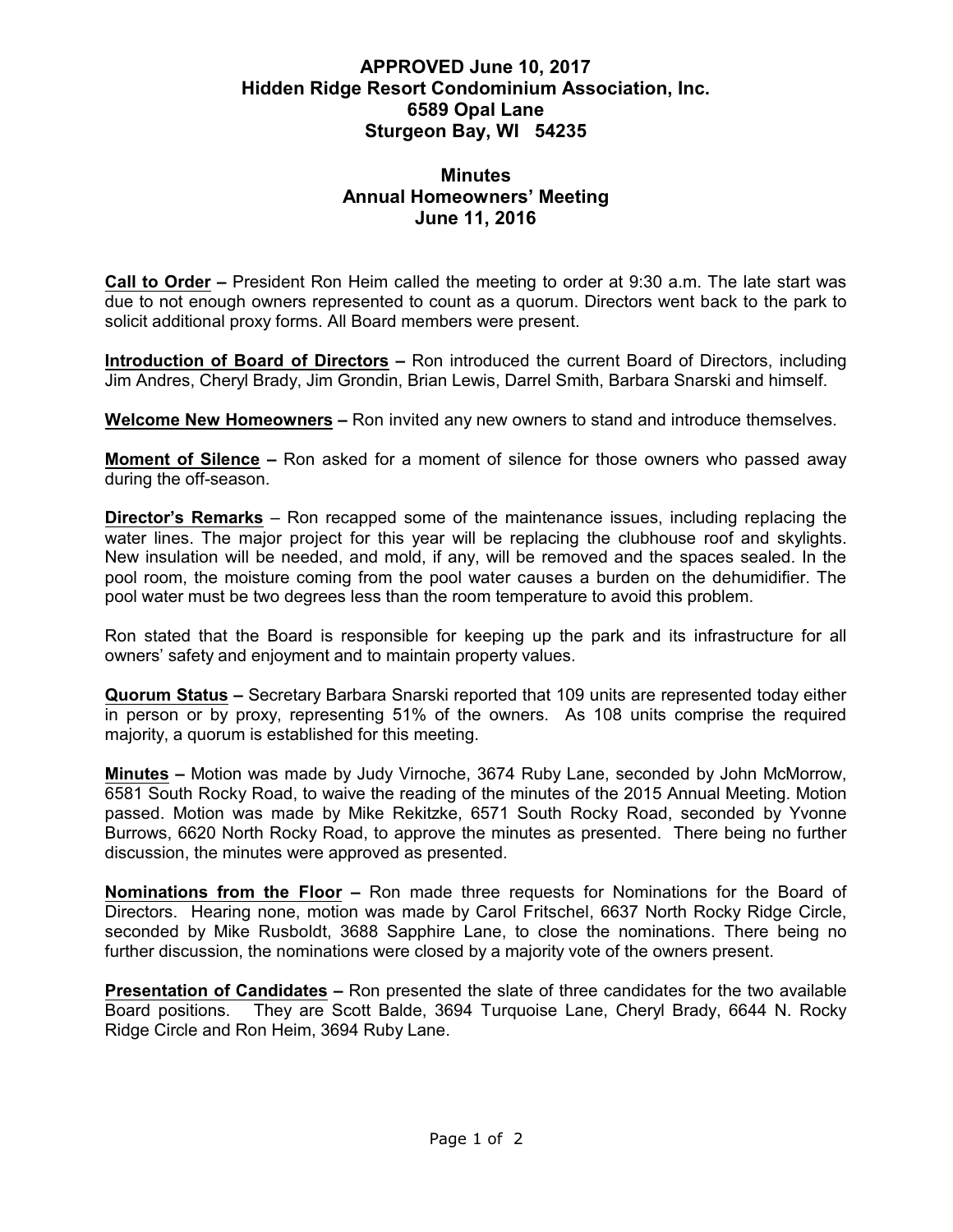# APPROVED June 10, 2017
# Hidden Ridge Resort Condominium Association, Inc.
# 6589 Opal Lane
# Sturgeon Bay, WI 54235

## Minutes
## Annual Homeowners' Meeting
## June 11, 2016

**Call to Order –** President Ron Heim called the meeting to order at 9:30 a.m. The late start was due to not enough owners represented to count as a quorum. Directors went back to the park to solicit additional proxy forms. All Board members were present.

**Introduction of Board of Directors –** Ron introduced the current Board of Directors, including Jim Andres, Cheryl Brady, Jim Grondin, Brian Lewis, Darrel Smith, Barbara Snarski and himself.

**Welcome New Homeowners –** Ron invited any new owners to stand and introduce themselves.

**Moment of Silence –** Ron asked for a moment of silence for those owners who passed away during the off-season.

**Director's Remarks** – Ron recapped some of the maintenance issues, including replacing the water lines. The major project for this year will be replacing the clubhouse roof and skylights. New insulation will be needed, and mold, if any, will be removed and the spaces sealed. In the pool room, the moisture coming from the pool water causes a burden on the dehumidifier. The pool water must be two degrees less than the room temperature to avoid this problem.

Ron stated that the Board is responsible for keeping up the park and its infrastructure for all owners' safety and enjoyment and to maintain property values.

**Quorum Status –** Secretary Barbara Snarski reported that 109 units are represented today either in person or by proxy, representing 51% of the owners. As 108 units comprise the required majority, a quorum is established for this meeting.

**Minutes –** Motion was made by Judy Virnoche, 3674 Ruby Lane, seconded by John McMorrow, 6581 South Rocky Road, to waive the reading of the minutes of the 2015 Annual Meeting. Motion passed. Motion was made by Mike Rekitzke, 6571 South Rocky Road, seconded by Yvonne Burrows, 6620 North Rocky Road, to approve the minutes as presented. There being no further discussion, the minutes were approved as presented.

**Nominations from the Floor –** Ron made three requests for Nominations for the Board of Directors. Hearing none, motion was made by Carol Fritschel, 6637 North Rocky Ridge Circle, seconded by Mike Rusboldt, 3688 Sapphire Lane, to close the nominations. There being no further discussion, the nominations were closed by a majority vote of the owners present.

**Presentation of Candidates –** Ron presented the slate of three candidates for the two available Board positions. They are Scott Balde, 3694 Turquoise Lane, Cheryl Brady, 6644 N. Rocky Ridge Circle and Ron Heim, 3694 Ruby Lane.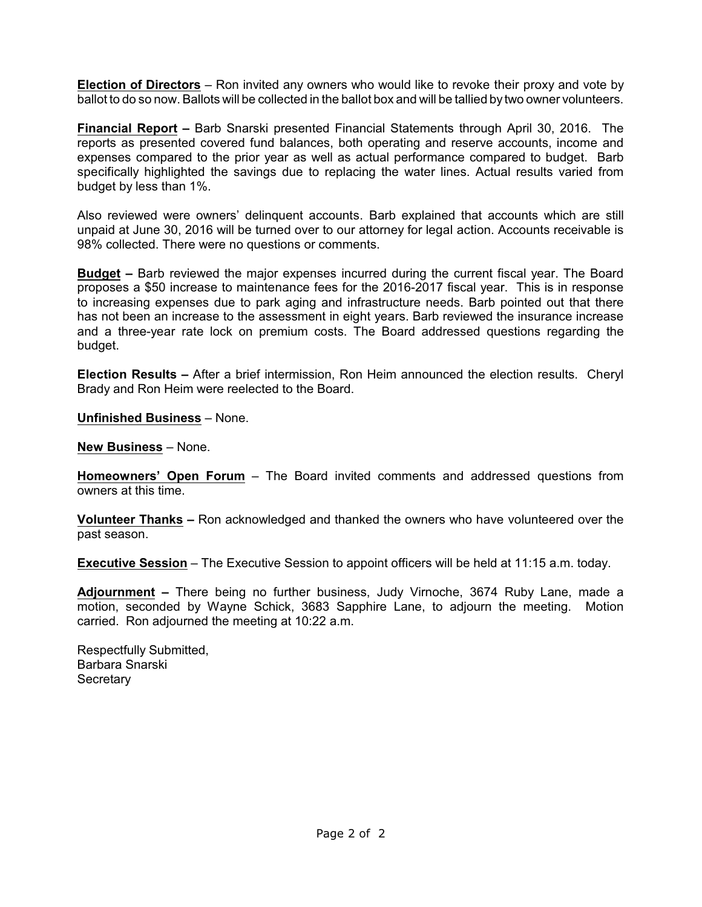**Election of Directors** – Ron invited any owners who would like to revoke their proxy and vote by ballot to do so now. Ballots will be collected in the ballot box and will be tallied by two owner volunteers.

**Financial Report –** Barb Snarski presented Financial Statements through April 30, 2016. The reports as presented covered fund balances, both operating and reserve accounts, income and expenses compared to the prior year as well as actual performance compared to budget. Barb specifically highlighted the savings due to replacing the water lines. Actual results varied from budget by less than 1%.

Also reviewed were owners' delinquent accounts. Barb explained that accounts which are still unpaid at June 30, 2016 will be turned over to our attorney for legal action. Accounts receivable is 98% collected. There were no questions or comments.

**Budget –** Barb reviewed the major expenses incurred during the current fiscal year. The Board proposes a $50 increase to maintenance fees for the 2016-2017 fiscal year. This is in response to increasing expenses due to park aging and infrastructure needs. Barb pointed out that there has not been an increase to the assessment in eight years. Barb reviewed the insurance increase and a three-year rate lock on premium costs. The Board addressed questions regarding the budget.

**Election Results –** After a brief intermission, Ron Heim announced the election results. Cheryl Brady and Ron Heim were reelected to the Board.

**Unfinished Business** – None.

**New Business** – None.

**Homeowners' Open Forum** – The Board invited comments and addressed questions from owners at this time.

**Volunteer Thanks –** Ron acknowledged and thanked the owners who have volunteered over the past season.

**Executive Session** – The Executive Session to appoint officers will be held at 11:15 a.m. today.

**Adjournment –** There being no further business, Judy Virnoche, 3674 Ruby Lane, made a motion, seconded by Wayne Schick, 3683 Sapphire Lane, to adjourn the meeting. Motion carried. Ron adjourned the meeting at 10:22 a.m.

Respectfully Submitted,  
Barbara Snarski  
Secretary